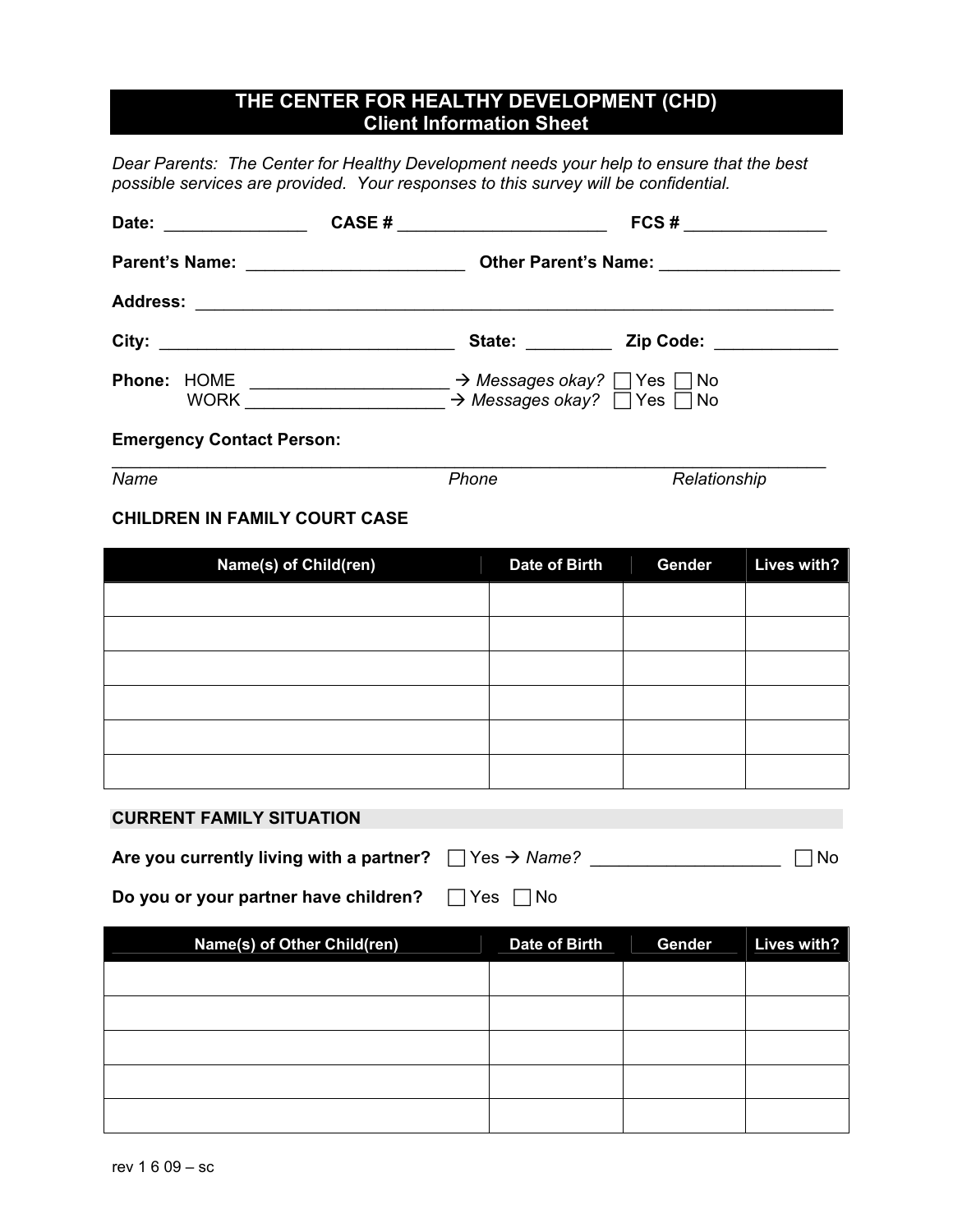# THE CENTER FOR HEALTHY DEVELOPMENT (CHD)
## Client Information Sheet

*Dear Parents: The Center for Healthy Development needs your help to ensure that the best possible services are provided. Your responses to this survey will be confidential.*

**Date:** _______________ **CASE #** ______________________ **FCS #** _______________

**Parent's Name:** _______________________ **Other Parent's Name:** ___________________

**Address:** ____________________________________________________________________

**City:** _______________________________ **State:** _________ **Zip Code:** _____________

**Phone:** HOME ____________________ → *Messages okay?* ☐ Yes ☐ No
WORK ____________________ → *Messages okay?* ☐ Yes ☐ No

**Emergency Contact Person:**

_____________________________________________________________________________

*Name* *Phone* *Relationship*

**CHILDREN IN FAMILY COURT CASE**

| Name(s) of Child(ren) | Date of Birth | Gender | Lives with? |
|---|---|---|---|
| | | | |
| | | | |
| | | | |
| | | | |
| | | | |
| | | | |

**CURRENT FAMILY SITUATION**

**Are you currently living with a partner?** ☐ Yes → *Name?* ___________________ ☐ No

**Do you or your partner have children?** ☐ Yes ☐ No

| Name(s) of Other Child(ren) | Date of Birth | Gender | Lives with? |
|---|---|---|---|
| | | | |
| | | | |
| | | | |
| | | | |
| | | | |

rev 1 6 09 – sc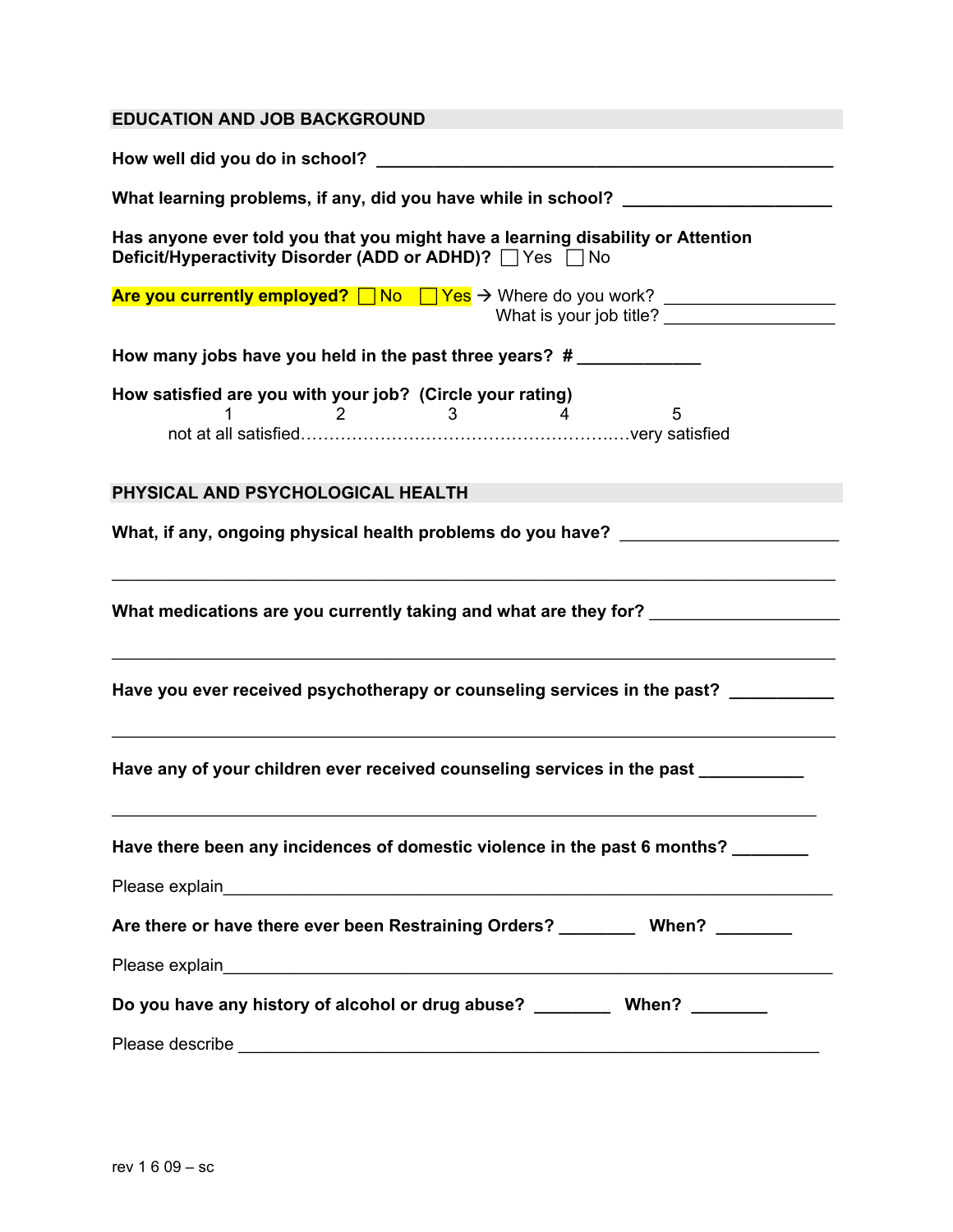## EDUCATION AND JOB BACKGROUND

**How well did you do in school?** ______________________________________________

**What learning problems, if any, did you have while in school?** _____________________

**Has anyone ever told you that you might have a learning disability or Attention Deficit/Hyperactivity Disorder (ADD or ADHD)?** ☐ Yes ☐ No

**Are you currently employed?** ☐ No ☐ Yes → Where do you work? _________________
What is your job title? _________________

**How many jobs have you held in the past three years? #** ____________

**How satisfied are you with your job? (Circle your rating)**

1 2 3 4 5

not at all satisfied…………………………………………………very satisfied

## PHYSICAL AND PSYCHOLOGICAL HEALTH

**What, if any, ongoing physical health problems do you have?** ______________________

_____________________________________________________________________________

**What medications are you currently taking and what are they for?** ___________________

_____________________________________________________________________________

**Have you ever received psychotherapy or counseling services in the past?** __________

_____________________________________________________________________________

**Have any of your children ever received counseling services in the past** __________

_____________________________________________________________________________

**Have there been any incidences of domestic violence in the past 6 months?** _______

Please explain______________________________________________________________

**Are there or have there ever been Restraining Orders?** _______ **When?** _______

Please explain______________________________________________________________

**Do you have any history of alcohol or drug abuse?** _______ **When?** _______

Please describe _____________________________________________________________

rev 1 6 09 – sc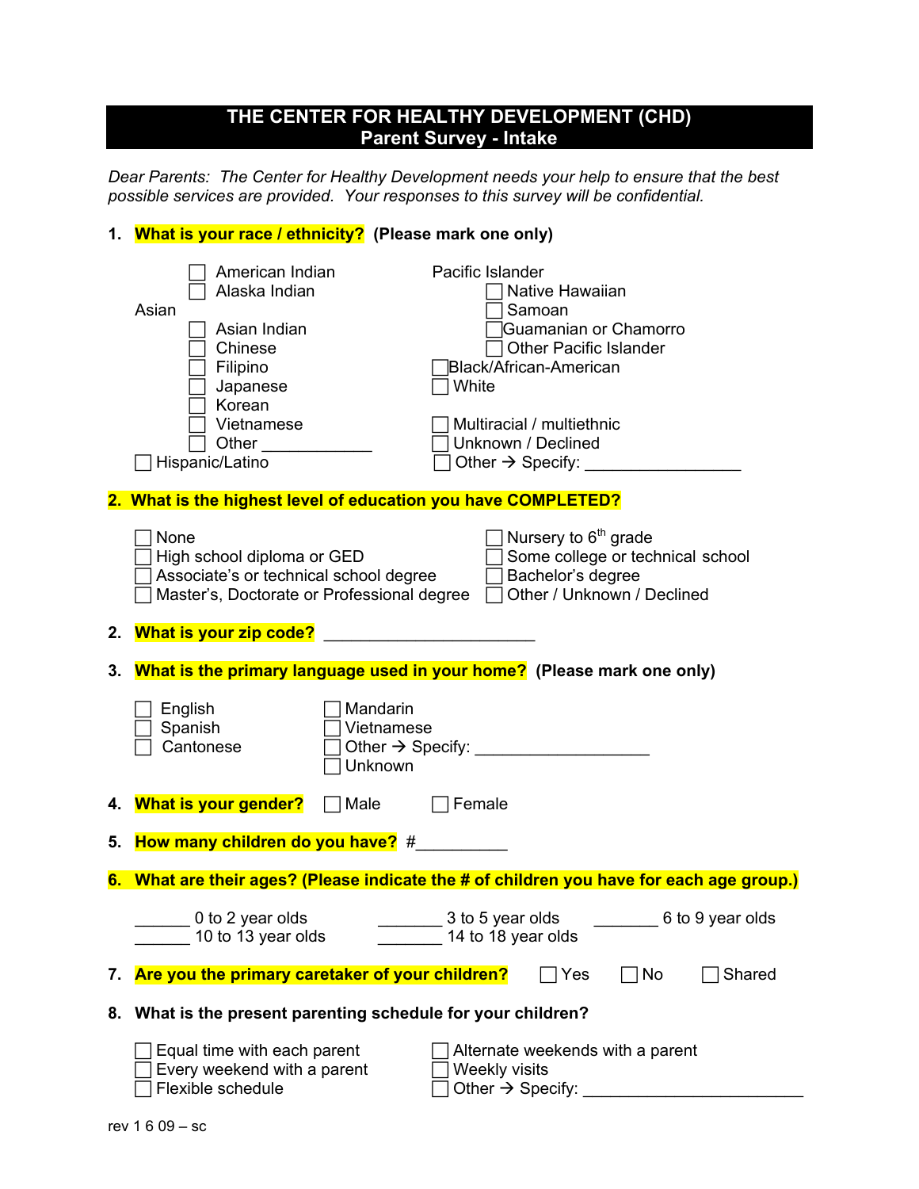# THE CENTER FOR HEALTHY DEVELOPMENT (CHD)
## Parent Survey - Intake

*Dear Parents: The Center for Healthy Development needs your help to ensure that the best possible services are provided. Your responses to this survey will be confidential.*

**1. What is your race / ethnicity? (Please mark one only)**

- ☐ American Indian
- ☐ Alaska Indian

Asian
- ☐ Asian Indian
- ☐ Chinese
- ☐ Filipino
- ☐ Japanese
- ☐ Korean
- ☐ Vietnamese
- ☐ Other ____________

☐ Hispanic/Latino

Pacific Islander
- ☐ Native Hawaiian
- ☐ Samoan
- ☐ Guamanian or Chamorro
- ☐ Other Pacific Islander

☐ Black/African-American
☐ White

☐ Multiracial / multiethnic
☐ Unknown / Declined
☐ Other → Specify: ________________

**2. What is the highest level of education you have COMPLETED?**

- ☐ None
- ☐ High school diploma or GED
- ☐ Associate's or technical school degree
- ☐ Master's, Doctorate or Professional degree
- ☐ Nursery to 6th grade
- ☐ Some college or technical school
- ☐ Bachelor's degree
- ☐ Other / Unknown / Declined

**2. What is your zip code?** ______________________

**3. What is the primary language used in your home? (Please mark one only)**

- ☐ English
- ☐ Spanish
- ☐ Cantonese
- ☐ Mandarin
- ☐ Vietnamese
- ☐ Other → Specify: __________________
- ☐ Unknown

**4. What is your gender?** ☐ Male ☐ Female

**5. How many children do you have?** #__________

**6. What are their ages? (Please indicate the # of children you have for each age group.)**

______ 0 to 2 year olds ______ 3 to 5 year olds ______ 6 to 9 year olds
______ 10 to 13 year olds ______ 14 to 18 year olds

**7. Are you the primary caretaker of your children?** ☐ Yes ☐ No ☐ Shared

**8. What is the present parenting schedule for your children?**

- ☐ Equal time with each parent
- ☐ Every weekend with a parent
- ☐ Flexible schedule
- ☐ Alternate weekends with a parent
- ☐ Weekly visits
- ☐ Other → Specify: ______________________

rev 1 6 09 – sc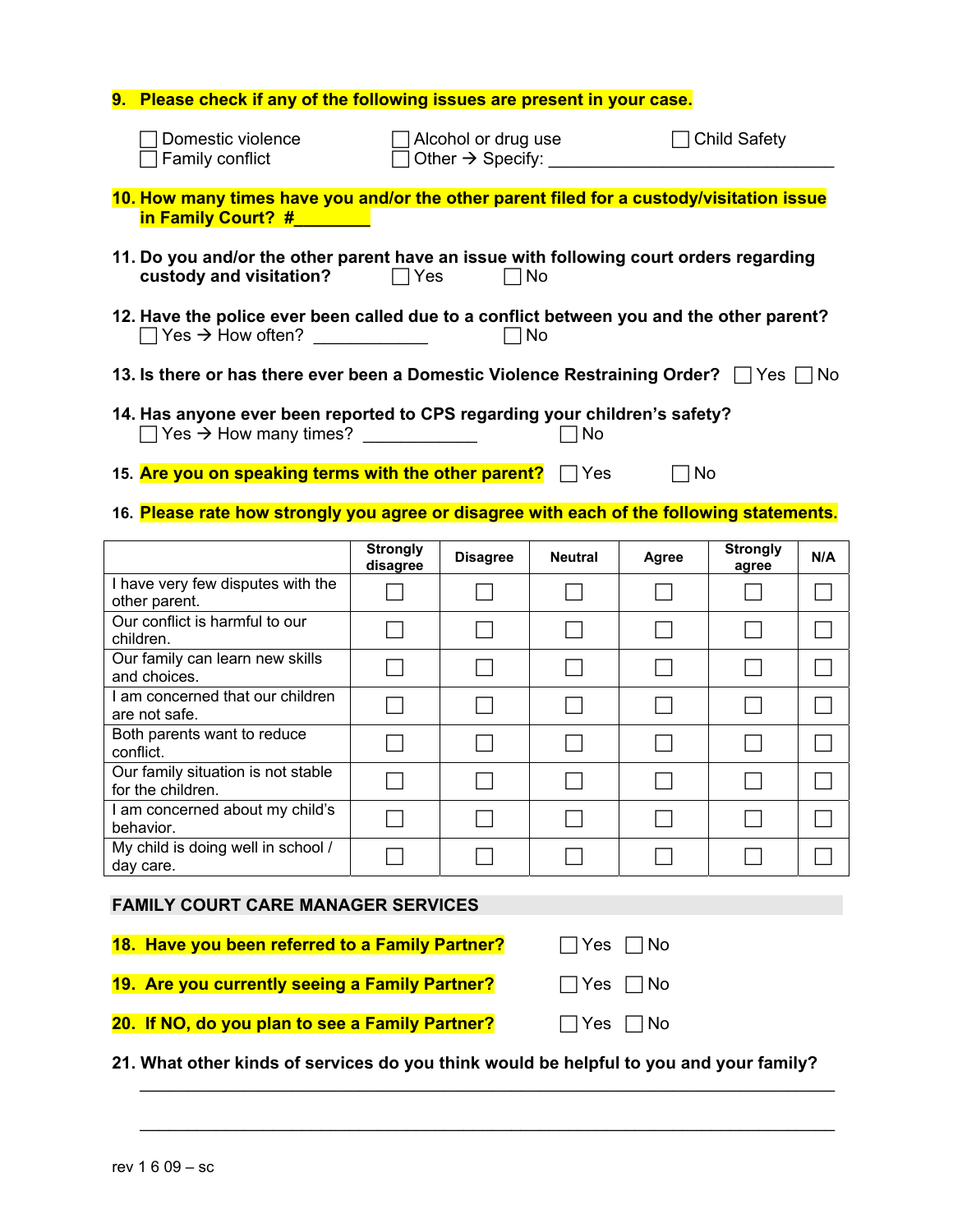**9. Please check if any of the following issues are present in your case.**

☐ Domestic violence ☐ Alcohol or drug use ☐ Child Safety
☐ Family conflict ☐ Other → Specify: ______________________________

**10. How many times have you and/or the other parent filed for a custody/visitation issue in Family Court? #________**

**11. Do you and/or the other parent have an issue with following court orders regarding custody and visitation?** ☐ Yes ☐ No

**12. Have the police ever been called due to a conflict between you and the other parent?**
☐ Yes → How often? ____________ ☐ No

**13. Is there or has there ever been a Domestic Violence Restraining Order?** ☐ Yes ☐ No

**14. Has anyone ever been reported to CPS regarding your children's safety?**
☐ Yes → How many times? ____________ ☐ No

**15. Are you on speaking terms with the other parent?** ☐ Yes ☐ No

**16. Please rate how strongly you agree or disagree with each of the following statements.**

| | Strongly disagree | Disagree | Neutral | Agree | Strongly agree | N/A |
|---|---|---|---|---|---|---|
| I have very few disputes with the other parent. | ☐ | ☐ | ☐ | ☐ | ☐ | ☐ |
| Our conflict is harmful to our children. | ☐ | ☐ | ☐ | ☐ | ☐ | ☐ |
| Our family can learn new skills and choices. | ☐ | ☐ | ☐ | ☐ | ☐ | ☐ |
| I am concerned that our children are not safe. | ☐ | ☐ | ☐ | ☐ | ☐ | ☐ |
| Both parents want to reduce conflict. | ☐ | ☐ | ☐ | ☐ | ☐ | ☐ |
| Our family situation is not stable for the children. | ☐ | ☐ | ☐ | ☐ | ☐ | ☐ |
| I am concerned about my child's behavior. | ☐ | ☐ | ☐ | ☐ | ☐ | ☐ |
| My child is doing well in school / day care. | ☐ | ☐ | ☐ | ☐ | ☐ | ☐ |

## FAMILY COURT CARE MANAGER SERVICES

**18. Have you been referred to a Family Partner?** ☐ Yes ☐ No

**19. Are you currently seeing a Family Partner?** ☐ Yes ☐ No

**20. If NO, do you plan to see a Family Partner?** ☐ Yes ☐ No

**21. What other kinds of services do you think would be helpful to you and your family?**

______________________________________________________________________

______________________________________________________________________

rev 1 6 09 – sc